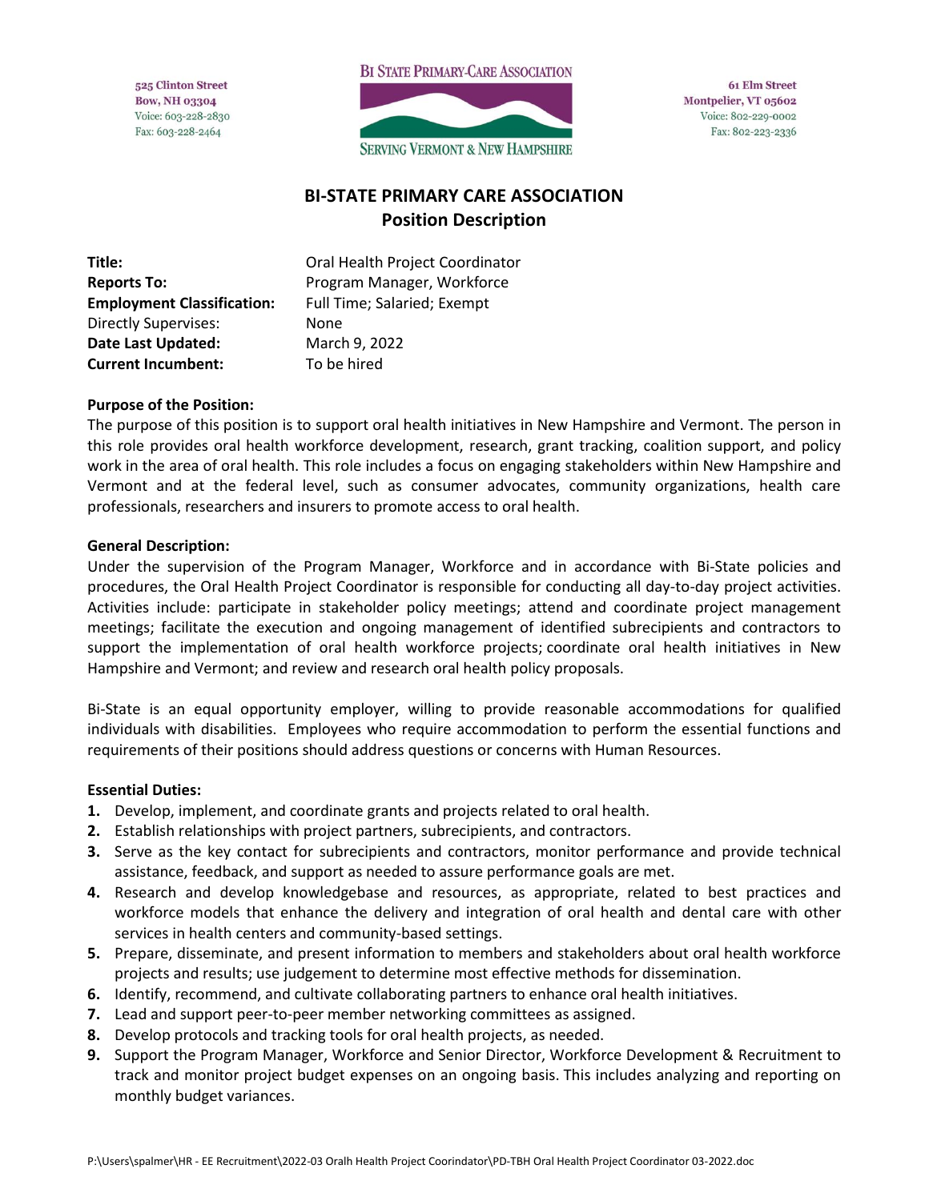525 Clinton Street
Bow, NH 03304
Voice: 603-228-2830
Fax: 603-228-2464

BI STATE PRIMARY-CARE ASSOCIATION
SERVING VERMONT & NEW HAMPSHIRE

61 Elm Street
Montpelier, VT 05602
Voice: 802-229-0002
Fax: 802-223-2336

# BI-STATE PRIMARY CARE ASSOCIATION
## Position Description

| | |
|---|---|
| **Title:** | Oral Health Project Coordinator |
| **Reports To:** | Program Manager, Workforce |
| **Employment Classification:** | Full Time; Salaried; Exempt |
| Directly Supervises: | None |
| **Date Last Updated:** | March 9, 2022 |
| **Current Incumbent:** | To be hired |

**Purpose of the Position:**

The purpose of this position is to support oral health initiatives in New Hampshire and Vermont. The person in this role provides oral health workforce development, research, grant tracking, coalition support, and policy work in the area of oral health. This role includes a focus on engaging stakeholders within New Hampshire and Vermont and at the federal level, such as consumer advocates, community organizations, health care professionals, researchers and insurers to promote access to oral health.

**General Description:**

Under the supervision of the Program Manager, Workforce and in accordance with Bi-State policies and procedures, the Oral Health Project Coordinator is responsible for conducting all day-to-day project activities. Activities include: participate in stakeholder policy meetings; attend and coordinate project management meetings; facilitate the execution and ongoing management of identified subrecipients and contractors to support the implementation of oral health workforce projects; coordinate oral health initiatives in New Hampshire and Vermont; and review and research oral health policy proposals.

Bi-State is an equal opportunity employer, willing to provide reasonable accommodations for qualified individuals with disabilities. Employees who require accommodation to perform the essential functions and requirements of their positions should address questions or concerns with Human Resources.

**Essential Duties:**

1. Develop, implement, and coordinate grants and projects related to oral health.
2. Establish relationships with project partners, subrecipients, and contractors.
3. Serve as the key contact for subrecipients and contractors, monitor performance and provide technical assistance, feedback, and support as needed to assure performance goals are met.
4. Research and develop knowledgebase and resources, as appropriate, related to best practices and workforce models that enhance the delivery and integration of oral health and dental care with other services in health centers and community-based settings.
5. Prepare, disseminate, and present information to members and stakeholders about oral health workforce projects and results; use judgement to determine most effective methods for dissemination.
6. Identify, recommend, and cultivate collaborating partners to enhance oral health initiatives.
7. Lead and support peer-to-peer member networking committees as assigned.
8. Develop protocols and tracking tools for oral health projects, as needed.
9. Support the Program Manager, Workforce and Senior Director, Workforce Development & Recruitment to track and monitor project budget expenses on an ongoing basis. This includes analyzing and reporting on monthly budget variances.

P:\Users\spalmer\HR - EE Recruitment\2022-03 Oralh Health Project Coorindator\PD-TBH Oral Health Project Coordinator 03-2022.doc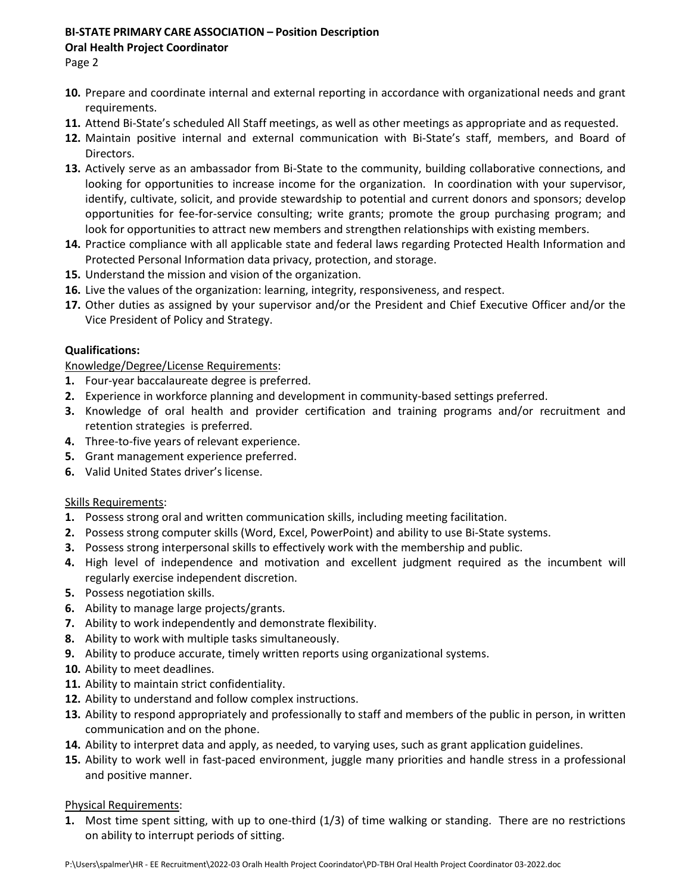10. Prepare and coordinate internal and external reporting in accordance with organizational needs and grant requirements.
11. Attend Bi-State's scheduled All Staff meetings, as well as other meetings as appropriate and as requested.
12. Maintain positive internal and external communication with Bi-State's staff, members, and Board of Directors.
13. Actively serve as an ambassador from Bi-State to the community, building collaborative connections, and looking for opportunities to increase income for the organization. In coordination with your supervisor, identify, cultivate, solicit, and provide stewardship to potential and current donors and sponsors; develop opportunities for fee-for-service consulting; write grants; promote the group purchasing program; and look for opportunities to attract new members and strengthen relationships with existing members.
14. Practice compliance with all applicable state and federal laws regarding Protected Health Information and Protected Personal Information data privacy, protection, and storage.
15. Understand the mission and vision of the organization.
16. Live the values of the organization: learning, integrity, responsiveness, and respect.
17. Other duties as assigned by your supervisor and/or the President and Chief Executive Officer and/or the Vice President of Policy and Strategy.

**Qualifications:**

Knowledge/Degree/License Requirements:

1. Four-year baccalaureate degree is preferred.
2. Experience in workforce planning and development in community-based settings preferred.
3. Knowledge of oral health and provider certification and training programs and/or recruitment and retention strategies is preferred.
4. Three-to-five years of relevant experience.
5. Grant management experience preferred.
6. Valid United States driver's license.

Skills Requirements:

1. Possess strong oral and written communication skills, including meeting facilitation.
2. Possess strong computer skills (Word, Excel, PowerPoint) and ability to use Bi-State systems.
3. Possess strong interpersonal skills to effectively work with the membership and public.
4. High level of independence and motivation and excellent judgment required as the incumbent will regularly exercise independent discretion.
5. Possess negotiation skills.
6. Ability to manage large projects/grants.
7. Ability to work independently and demonstrate flexibility.
8. Ability to work with multiple tasks simultaneously.
9. Ability to produce accurate, timely written reports using organizational systems.
10. Ability to meet deadlines.
11. Ability to maintain strict confidentiality.
12. Ability to understand and follow complex instructions.
13. Ability to respond appropriately and professionally to staff and members of the public in person, in written communication and on the phone.
14. Ability to interpret data and apply, as needed, to varying uses, such as grant application guidelines.
15. Ability to work well in fast-paced environment, juggle many priorities and handle stress in a professional and positive manner.

Physical Requirements:

1. Most time spent sitting, with up to one-third (1/3) of time walking or standing. There are no restrictions on ability to interrupt periods of sitting.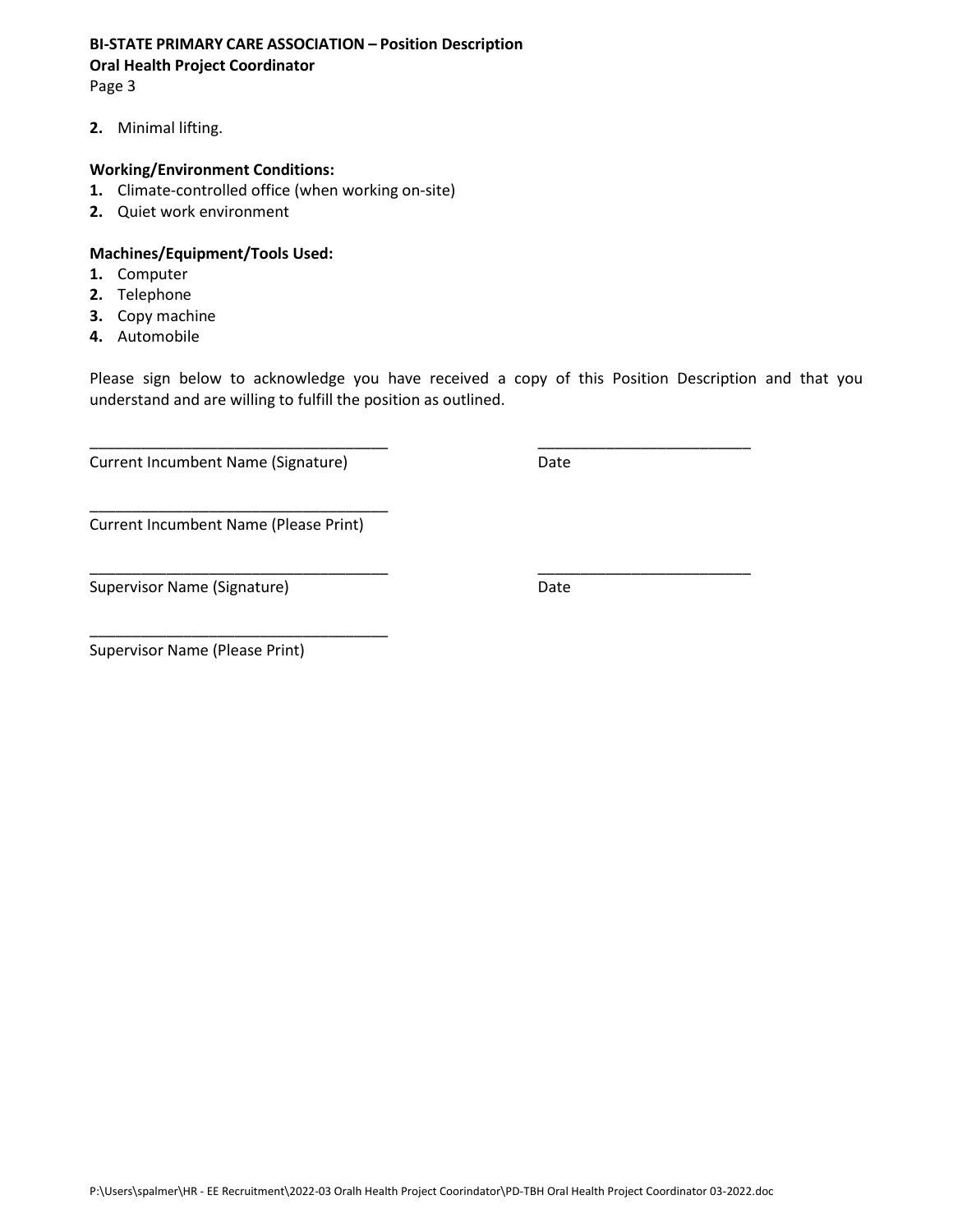2. Minimal lifting.

**Working/Environment Conditions:**

1. Climate-controlled office (when working on-site)
2. Quiet work environment

**Machines/Equipment/Tools Used:**

1. Computer
2. Telephone
3. Copy machine
4. Automobile

Please sign below to acknowledge you have received a copy of this Position Description and that you understand and are willing to fulfill the position as outlined.

\_\_\_\_\_\_\_\_\_\_\_\_\_\_\_\_\_\_\_\_\_\_\_\_\_\_\_\_\_\_\_\_\_\_\_ \_\_\_\_\_\_\_\_\_\_\_\_\_\_\_\_\_\_\_\_\_\_\_\_\_
Current Incumbent Name (Signature) Date

\_\_\_\_\_\_\_\_\_\_\_\_\_\_\_\_\_\_\_\_\_\_\_\_\_\_\_\_\_\_\_\_\_\_\_
Current Incumbent Name (Please Print)

\_\_\_\_\_\_\_\_\_\_\_\_\_\_\_\_\_\_\_\_\_\_\_\_\_\_\_\_\_\_\_\_\_\_\_ \_\_\_\_\_\_\_\_\_\_\_\_\_\_\_\_\_\_\_\_\_\_\_\_\_
Supervisor Name (Signature) Date

\_\_\_\_\_\_\_\_\_\_\_\_\_\_\_\_\_\_\_\_\_\_\_\_\_\_\_\_\_\_\_\_\_\_\_
Supervisor Name (Please Print)